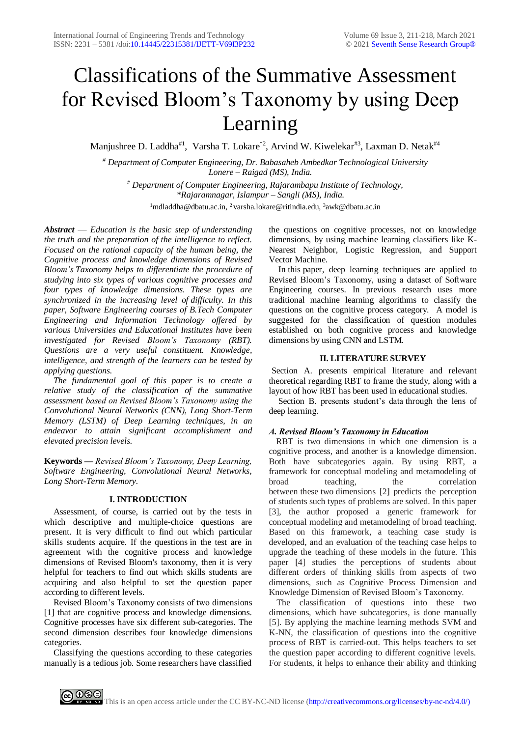# Classifications of the Summative Assessment for Revised Bloom's Taxonomy by using Deep Learning

Manjushree D. Laddha[#1], Varsha T. Lokare[*2], Arvind W. Kiwelekar[#3], Laxman D. Netak[#4]

[#] *Department of Computer Engineering, Dr. Babasaheb Ambedkar Technological University Lonere – Raigad (MS), India.*

[#] *Department of Computer Engineering, Rajarambapu Institute of Technology, \*Rajaramnagar, Islampur – Sangli (MS), India.*

[1]mdladdha@dbatu.ac.in, [2]varsha.lokare@ritindia.edu, [3]awk@dbatu.ac.in

***Abstract*** — *Education is the basic step of understanding the truth and the preparation of the intelligence to reflect. Focused on the rational capacity of the human being, the Cognitive process and knowledge dimensions of Revised Bloom's Taxonomy helps to differentiate the procedure of studying into six types of various cognitive processes and four types of knowledge dimensions. These types are synchronized in the increasing level of difficulty. In this paper, Software Engineering courses of B.Tech Computer Engineering and Information Technology offered by various Universities and Educational Institutes have been investigated for Revised Bloom's Taxonomy (RBT). Questions are a very useful constituent. Knowledge, intelligence, and strength of the learners can be tested by applying questions.*

*The fundamental goal of this paper is to create a relative study of the classification of the summative assessment based on Revised Bloom's Taxonomy using the Convolutional Neural Networks (CNN), Long Short-Term Memory (LSTM) of Deep Learning techniques, in an endeavor to attain significant accomplishment and elevated precision levels.*

**Keywords —** *Revised Bloom's Taxonomy, Deep Learning, Software Engineering, Convolutional Neural Networks, Long Short-Term Memory.*

## I. INTRODUCTION

Assessment, of course, is carried out by the tests in which descriptive and multiple-choice questions are present. It is very difficult to find out which particular skills students acquire. If the questions in the test are in agreement with the cognitive process and knowledge dimensions of Revised Bloom's taxonomy, then it is very helpful for teachers to find out which skills students are acquiring and also helpful to set the question paper according to different levels.

Revised Bloom's Taxonomy consists of two dimensions [1] that are cognitive process and knowledge dimensions. Cognitive processes have six different sub-categories. The second dimension describes four knowledge dimensions categories.

Classifying the questions according to these categories manually is a tedious job. Some researchers have classified the questions on cognitive processes, not on knowledge dimensions, by using machine learning classifiers like K-Nearest Neighbor, Logistic Regression, and Support Vector Machine.

In this paper, deep learning techniques are applied to Revised Bloom's Taxonomy, using a dataset of Software Engineering courses. In previous research uses more traditional machine learning algorithms to classify the questions on the cognitive process category. A model is suggested for the classification of question modules established on both cognitive process and knowledge dimensions by using CNN and LSTM.

## II. LITERATURE SURVEY

Section A. presents empirical literature and relevant theoretical regarding RBT to frame the study, along with a layout of how RBT has been used in educational studies.

Section B. presents student's data through the lens of deep learning.

### *A. Revised Bloom's Taxonomy in Education*

RBT is two dimensions in which one dimension is a cognitive process, and another is a knowledge dimension. Both have subcategories again. By using RBT, a framework for conceptual modeling and metamodeling of broad teaching, the correlation between these two dimensions [2] predicts the perception of students such types of problems are solved. In this paper [3], the author proposed a generic framework for conceptual modeling and metamodeling of broad teaching. Based on this framework, a teaching case study is developed, and an evaluation of the teaching case helps to upgrade the teaching of these models in the future. This paper [4] studies the perceptions of students about different orders of thinking skills from aspects of two dimensions, such as Cognitive Process Dimension and Knowledge Dimension of Revised Bloom's Taxonomy.

The classification of questions into these two dimensions, which have subcategories, is done manually [5]. By applying the machine learning methods SVM and K-NN, the classification of questions into the cognitive process of RBT is carried-out. This helps teachers to set the question paper according to different cognitive levels. For students, it helps to enhance their ability and thinking

This is an open access article under the CC BY-NC-ND license (http://creativecommons.org/licenses/by-nc-nd/4.0/)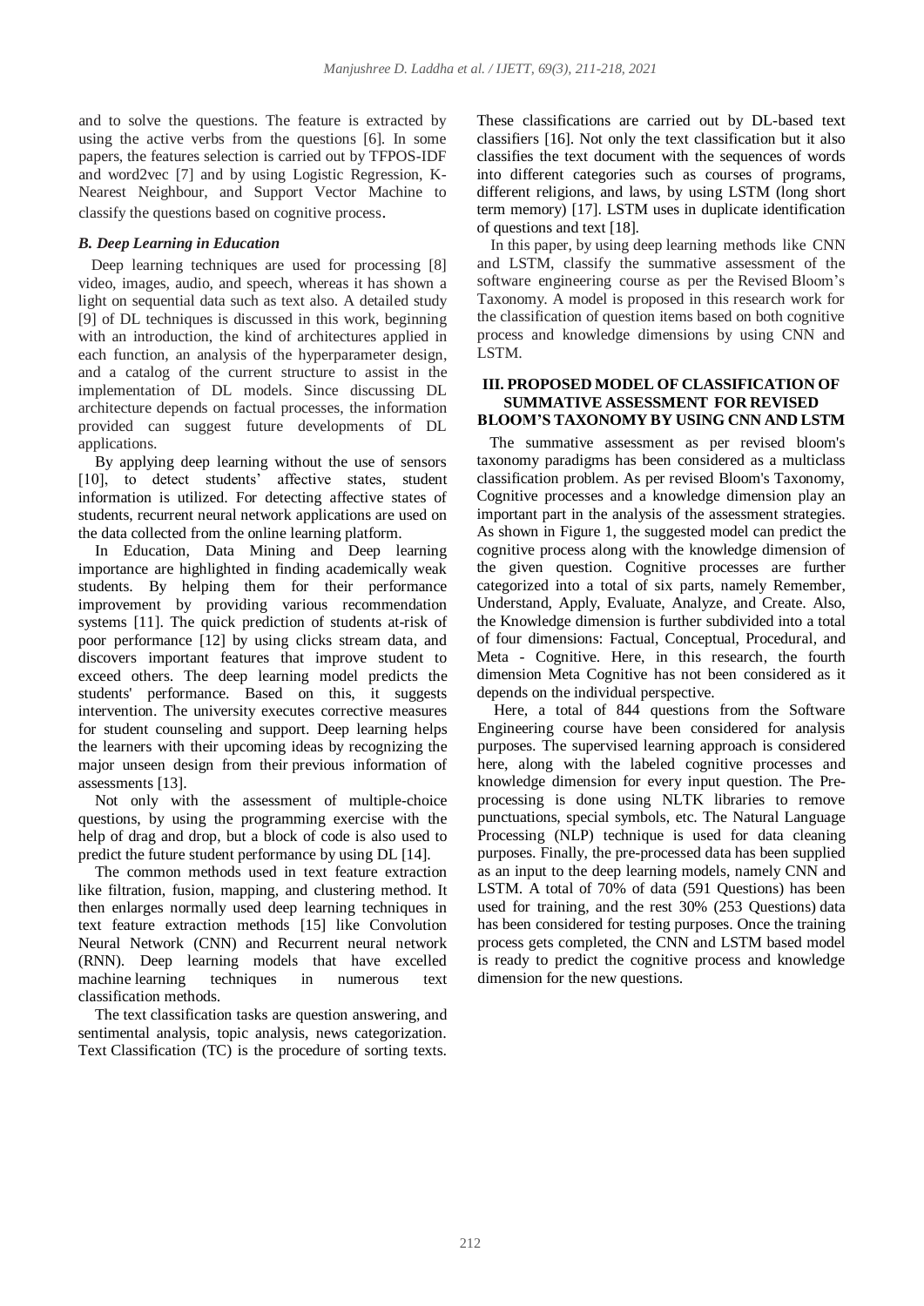and to solve the questions. The feature is extracted by using the active verbs from the questions [6]. In some papers, the features selection is carried out by TFPOS-IDF and word2vec [7] and by using Logistic Regression, K-Nearest Neighbour, and Support Vector Machine to classify the questions based on cognitive process.

### *B. Deep Learning in Education*

Deep learning techniques are used for processing [8] video, images, audio, and speech, whereas it has shown a light on sequential data such as text also. A detailed study [9] of DL techniques is discussed in this work, beginning with an introduction, the kind of architectures applied in each function, an analysis of the hyperparameter design, and a catalog of the current structure to assist in the implementation of DL models. Since discussing DL architecture depends on factual processes, the information provided can suggest future developments of DL applications.

By applying deep learning without the use of sensors [10], to detect students' affective states, student information is utilized. For detecting affective states of students, recurrent neural network applications are used on the data collected from the online learning platform.

In Education, Data Mining and Deep learning importance are highlighted in finding academically weak students. By helping them for their performance improvement by providing various recommendation systems [11]. The quick prediction of students at-risk of poor performance [12] by using clicks stream data, and discovers important features that improve student to exceed others. The deep learning model predicts the students' performance. Based on this, it suggests intervention. The university executes corrective measures for student counseling and support. Deep learning helps the learners with their upcoming ideas by recognizing the major unseen design from their previous information of assessments [13].

Not only with the assessment of multiple-choice questions, by using the programming exercise with the help of drag and drop, but a block of code is also used to predict the future student performance by using DL [14].

The common methods used in text feature extraction like filtration, fusion, mapping, and clustering method. It then enlarges normally used deep learning techniques in text feature extraction methods [15] like Convolution Neural Network (CNN) and Recurrent neural network (RNN). Deep learning models that have excelled machine learning techniques in numerous text classification methods.

The text classification tasks are question answering, and sentimental analysis, topic analysis, news categorization. Text Classification (TC) is the procedure of sorting texts. These classifications are carried out by DL-based text classifiers [16]. Not only the text classification but it also classifies the text document with the sequences of words into different categories such as courses of programs, different religions, and laws, by using LSTM (long short term memory) [17]. LSTM uses in duplicate identification of questions and text [18].

In this paper, by using deep learning methods like CNN and LSTM, classify the summative assessment of the software engineering course as per the Revised Bloom's Taxonomy. A model is proposed in this research work for the classification of question items based on both cognitive process and knowledge dimensions by using CNN and LSTM.

## III. PROPOSED MODEL OF CLASSIFICATION OF SUMMATIVE ASSESSMENT FOR REVISED BLOOM'S TAXONOMY BY USING CNN AND LSTM

The summative assessment as per revised bloom's taxonomy paradigms has been considered as a multiclass classification problem. As per revised Bloom's Taxonomy, Cognitive processes and a knowledge dimension play an important part in the analysis of the assessment strategies. As shown in Figure 1, the suggested model can predict the cognitive process along with the knowledge dimension of the given question. Cognitive processes are further categorized into a total of six parts, namely Remember, Understand, Apply, Evaluate, Analyze, and Create. Also, the Knowledge dimension is further subdivided into a total of four dimensions: Factual, Conceptual, Procedural, and Meta - Cognitive. Here, in this research, the fourth dimension Meta Cognitive has not been considered as it depends on the individual perspective.

Here, a total of 844 questions from the Software Engineering course have been considered for analysis purposes. The supervised learning approach is considered here, along with the labeled cognitive processes and knowledge dimension for every input question. The Pre-processing is done using NLTK libraries to remove punctuations, special symbols, etc. The Natural Language Processing (NLP) technique is used for data cleaning purposes. Finally, the pre-processed data has been supplied as an input to the deep learning models, namely CNN and LSTM. A total of 70% of data (591 Questions) has been used for training, and the rest 30% (253 Questions) data has been considered for testing purposes. Once the training process gets completed, the CNN and LSTM based model is ready to predict the cognitive process and knowledge dimension for the new questions.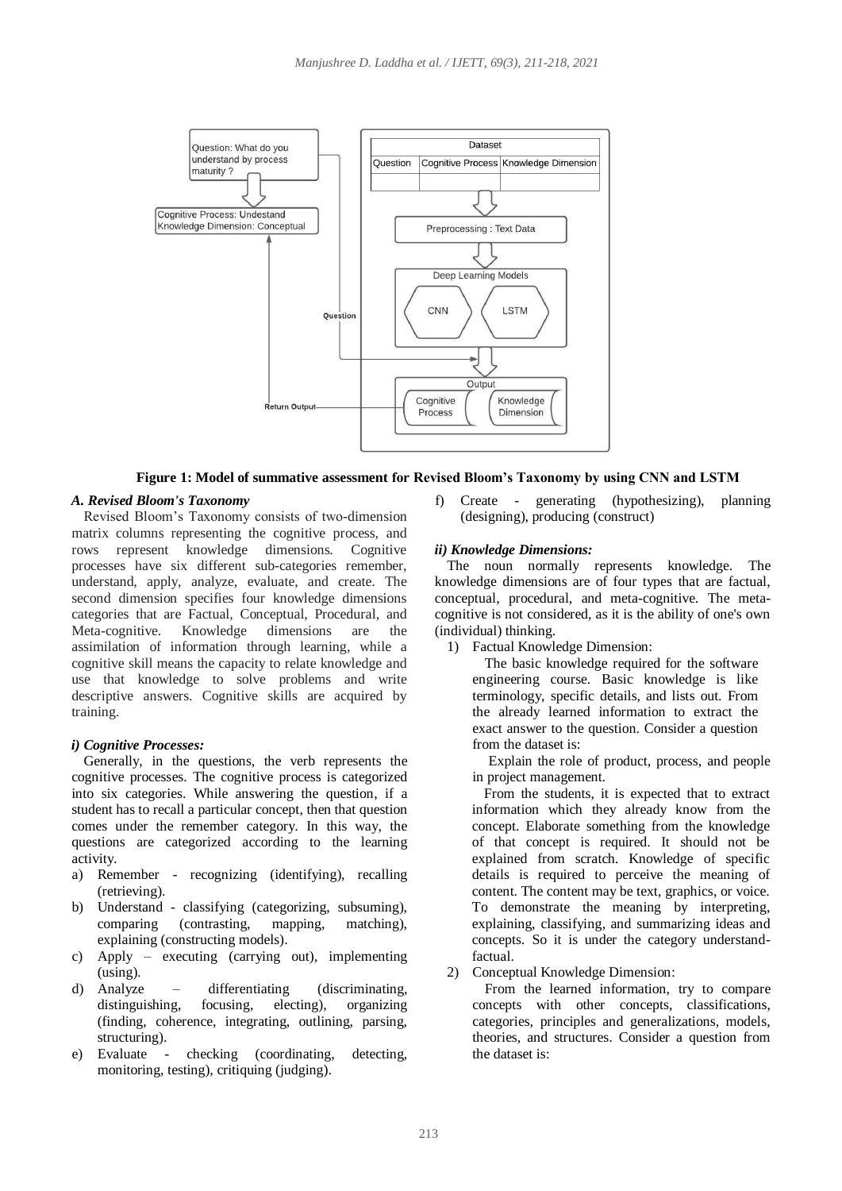**Figure 1: Model of summative assessment for Revised Bloom's Taxonomy by using CNN and LSTM**

### *A. Revised Bloom's Taxonomy*

Revised Bloom's Taxonomy consists of two-dimension matrix columns representing the cognitive process, and rows represent knowledge dimensions. Cognitive processes have six different sub-categories remember, understand, apply, analyze, evaluate, and create. The second dimension specifies four knowledge dimensions categories that are Factual, Conceptual, Procedural, and Meta-cognitive. Knowledge dimensions are the assimilation of information through learning, while a cognitive skill means the capacity to relate knowledge and use that knowledge to solve problems and write descriptive answers. Cognitive skills are acquired by training.

#### *i) Cognitive Processes:*

Generally, in the questions, the verb represents the cognitive processes. The cognitive process is categorized into six categories. While answering the question, if a student has to recall a particular concept, then that question comes under the remember category. In this way, the questions are categorized according to the learning activity.

a) Remember - recognizing (identifying), recalling (retrieving).
b) Understand - classifying (categorizing, subsuming), comparing (contrasting, mapping, matching), explaining (constructing models).
c) Apply – executing (carrying out), implementing (using).
d) Analyze – differentiating (discriminating, distinguishing, focusing, electing), organizing (finding, coherence, integrating, outlining, parsing, structuring).
e) Evaluate - checking (coordinating, detecting, monitoring, testing), critiquing (judging).
f) Create - generating (hypothesizing), planning (designing), producing (construct)

#### *ii) Knowledge Dimensions:*

The noun normally represents knowledge. The knowledge dimensions are of four types that are factual, conceptual, procedural, and meta-cognitive. The meta-cognitive is not considered, as it is the ability of one's own (individual) thinking.

1) Factual Knowledge Dimension:

   The basic knowledge required for the software engineering course. Basic knowledge is like terminology, specific details, and lists out. From the already learned information to extract the exact answer to the question. Consider a question from the dataset is:

   Explain the role of product, process, and people in project management.

   From the students, it is expected that to extract information which they already know from the concept. Elaborate something from the knowledge of that concept is required. It should not be explained from scratch. Knowledge of specific details is required to perceive the meaning of content. The content may be text, graphics, or voice. To demonstrate the meaning by interpreting, explaining, classifying, and summarizing ideas and concepts. So it is under the category understand-factual.

2) Conceptual Knowledge Dimension:

   From the learned information, try to compare concepts with other concepts, classifications, categories, principles and generalizations, models, theories, and structures. Consider a question from the dataset is: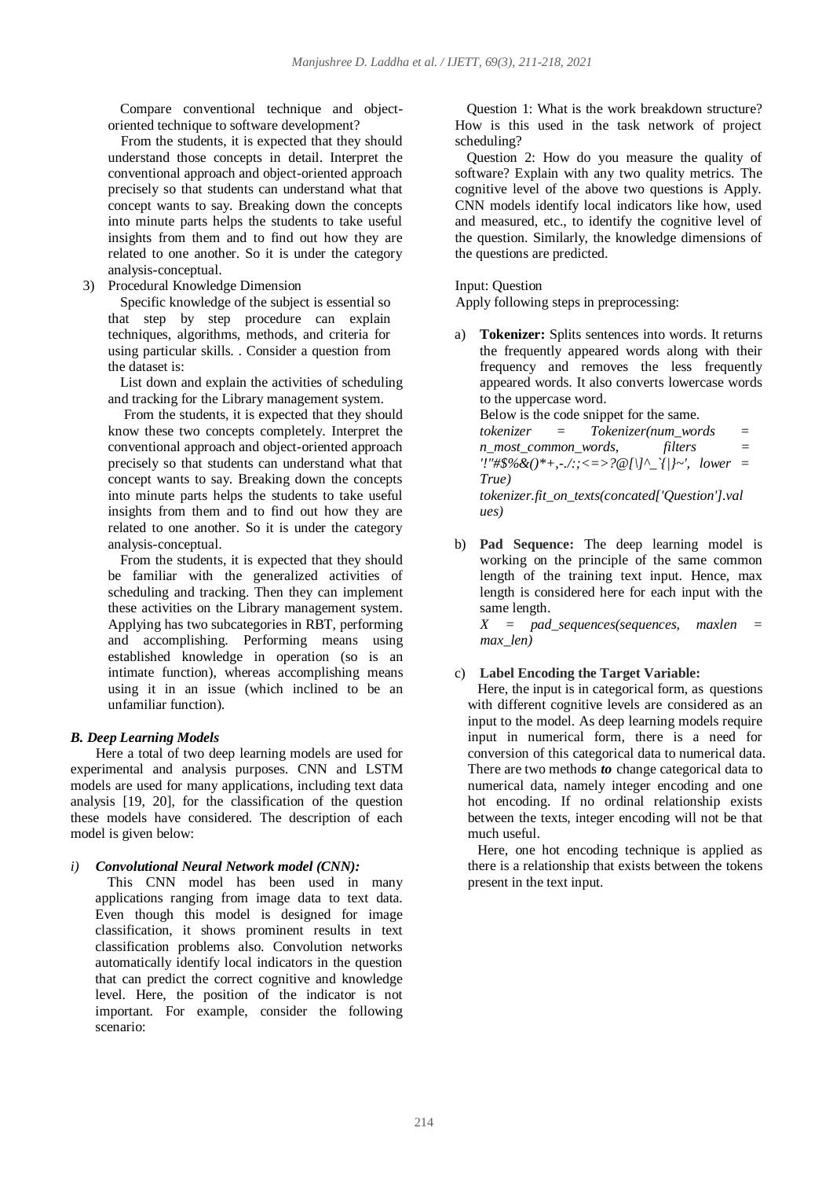Compare conventional technique and object-oriented technique to software development?

From the students, it is expected that they should understand those concepts in detail. Interpret the conventional approach and object-oriented approach precisely so that students can understand what that concept wants to say. Breaking down the concepts into minute parts helps the students to take useful insights from them and to find out how they are related to one another. So it is under the category analysis-conceptual.

3) Procedural Knowledge Dimension

Specific knowledge of the subject is essential so that step by step procedure can explain techniques, algorithms, methods, and criteria for using particular skills. . Consider a question from the dataset is:

List down and explain the activities of scheduling and tracking for the Library management system.

From the students, it is expected that they should know these two concepts completely. Interpret the conventional approach and object-oriented approach precisely so that students can understand what that concept wants to say. Breaking down the concepts into minute parts helps the students to take useful insights from them and to find out how they are related to one another. So it is under the category analysis-conceptual.

From the students, it is expected that they should be familiar with the generalized activities of scheduling and tracking. Then they can implement these activities on the Library management system. Applying has two subcategories in RBT, performing and accomplishing. Performing means using established knowledge in operation (so is an intimate function), whereas accomplishing means using it in an issue (which inclined to be an unfamiliar function).

### *B. Deep Learning Models*

Here a total of two deep learning models are used for experimental and analysis purposes. CNN and LSTM models are used for many applications, including text data analysis [19, 20], for the classification of the question these models have considered. The description of each model is given below:

#### *i) Convolutional Neural Network model (CNN):*

This CNN model has been used in many applications ranging from image data to text data. Even though this model is designed for image classification, it shows prominent results in text classification problems also. Convolution networks automatically identify local indicators in the question that can predict the correct cognitive and knowledge level. Here, the position of the indicator is not important. For example, consider the following scenario:

Question 1: What is the work breakdown structure? How is this used in the task network of project scheduling?

Question 2: How do you measure the quality of software? Explain with any two quality metrics. The cognitive level of the above two questions is Apply. CNN models identify local indicators like how, used and measured, etc., to identify the cognitive level of the question. Similarly, the knowledge dimensions of the questions are predicted.

Input: Question

Apply following steps in preprocessing:

a) **Tokenizer:** Splits sentences into words. It returns the frequently appeared words along with their frequency and removes the less frequently appeared words. It also converts lowercase words to the uppercase word.

Below is the code snippet for the same.

```
tokenizer = Tokenizer(num_words = n_most_common_words, filters = '!"#$%&()*+,-./:;<=>?@[\]^_`{|}~', lower = True)
tokenizer.fit_on_texts(concated['Question'].values)
```

b) **Pad Sequence:** The deep learning model is working on the principle of the same common length of the training text input. Hence, max length is considered here for each input with the same length.

```
X = pad_sequences(sequences, maxlen = max_len)
```

c) **Label Encoding the Target Variable:**

Here, the input is in categorical form, as questions with different cognitive levels are considered as an input to the model. As deep learning models require input in numerical form, there is a need for conversion of this categorical data to numerical data. There are two methods ***to*** change categorical data to numerical data, namely integer encoding and one hot encoding. If no ordinal relationship exists between the texts, integer encoding will not be that much useful.

Here, one hot encoding technique is applied as there is a relationship that exists between the tokens present in the text input.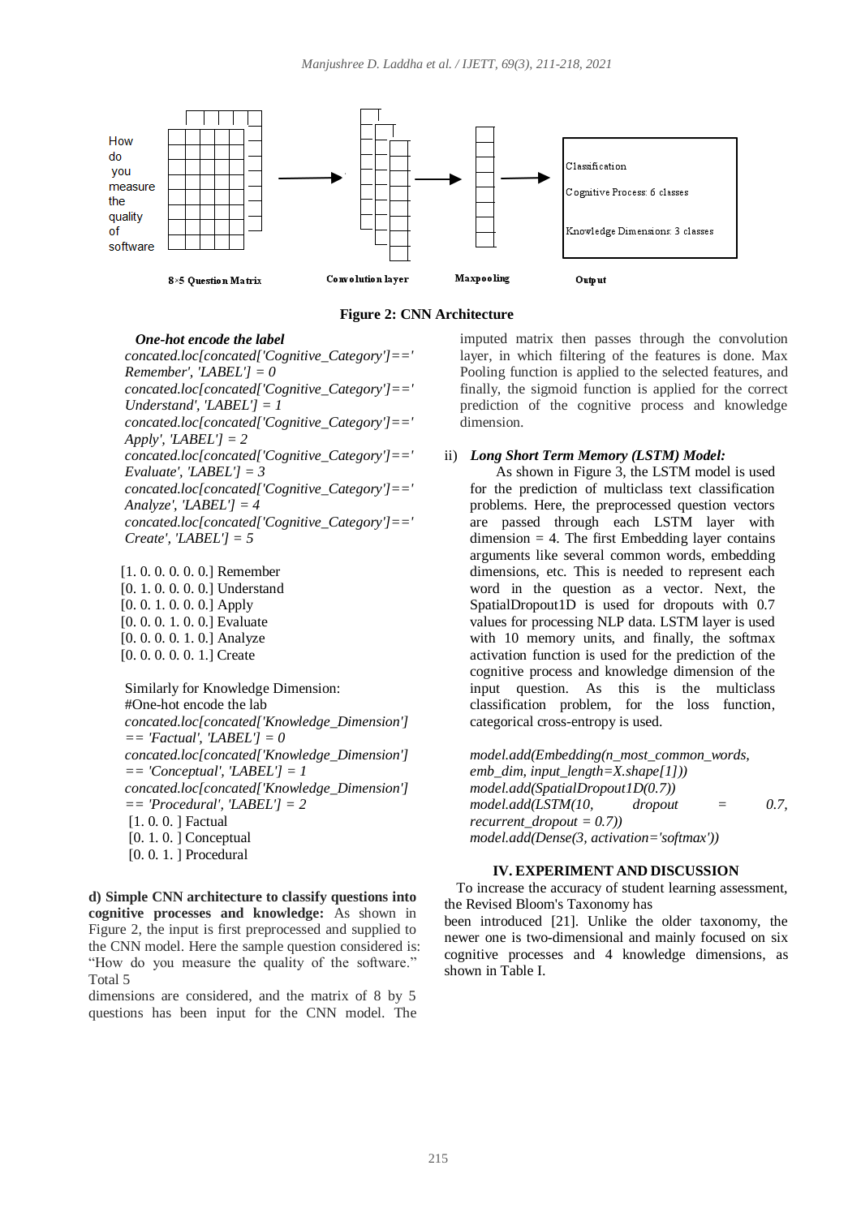How do you measure the quality of software

8×5 Question Matrix | Convolution layer | Maxpooling | Output

Classification

Cognitive Process: 6 classes

Knowledge Dimensions: 3 classes

**Figure 2: CNN Architecture**

***One-hot encode the label***

*concated.loc[concated['Cognitive_Category']==' Remember', 'LABEL'] = 0*
*concated.loc[concated['Cognitive_Category']==' Understand', 'LABEL'] = 1*
*concated.loc[concated['Cognitive_Category']==' Apply', 'LABEL'] = 2*
*concated.loc[concated['Cognitive_Category']==' Evaluate', 'LABEL'] = 3*
*concated.loc[concated['Cognitive_Category']==' Analyze', 'LABEL'] = 4*
*concated.loc[concated['Cognitive_Category']==' Create', 'LABEL'] = 5*

[1. 0. 0. 0. 0. 0.] Remember
[0. 1. 0. 0. 0. 0.] Understand
[0. 0. 1. 0. 0. 0.] Apply
[0. 0. 0. 1. 0. 0.] Evaluate
[0. 0. 0. 0. 1. 0.] Analyze
[0. 0. 0. 0. 0. 1.] Create

Similarly for Knowledge Dimension:
#One-hot encode the lab
*concated.loc[concated['Knowledge_Dimension'] == 'Factual', 'LABEL'] = 0*
*concated.loc[concated['Knowledge_Dimension'] == 'Conceptual', 'LABEL'] = 1*
*concated.loc[concated['Knowledge_Dimension'] == 'Procedural', 'LABEL'] = 2*
[1. 0. 0. ] Factual
[0. 1. 0. ] Conceptual
[0. 0. 1. ] Procedural

**d) Simple CNN architecture to classify questions into cognitive processes and knowledge:** As shown in Figure 2, the input is first preprocessed and supplied to the CNN model. Here the sample question considered is: "How do you measure the quality of the software." Total 5
dimensions are considered, and the matrix of 8 by 5 questions has been input for the CNN model. The imputed matrix then passes through the convolution layer, in which filtering of the features is done. Max Pooling function is applied to the selected features, and finally, the sigmoid function is applied for the correct prediction of the cognitive process and knowledge dimension.

ii) ***Long Short Term Memory (LSTM) Model:***
As shown in Figure 3, the LSTM model is used for the prediction of multiclass text classification problems. Here, the preprocessed question vectors are passed through each LSTM layer with dimension = 4. The first Embedding layer contains arguments like several common words, embedding dimensions, etc. This is needed to represent each word in the question as a vector. Next, the SpatialDropout1D is used for dropouts with 0.7 values for processing NLP data. LSTM layer is used with 10 memory units, and finally, the softmax activation function is used for the prediction of the cognitive process and knowledge dimension of the input question. As this is the multiclass classification problem, for the loss function, categorical cross-entropy is used.

*model.add(Embedding(n_most_common_words, emb_dim, input_length=X.shape[1]))*
*model.add(SpatialDropout1D(0.7))*
*model.add(LSTM(10, dropout = 0.7, recurrent_dropout = 0.7))*
*model.add(Dense(3, activation='softmax'))*

## IV. EXPERIMENT AND DISCUSSION

To increase the accuracy of student learning assessment, the Revised Bloom's Taxonomy has
been introduced [21]. Unlike the older taxonomy, the newer one is two-dimensional and mainly focused on six cognitive processes and 4 knowledge dimensions, as shown in Table I.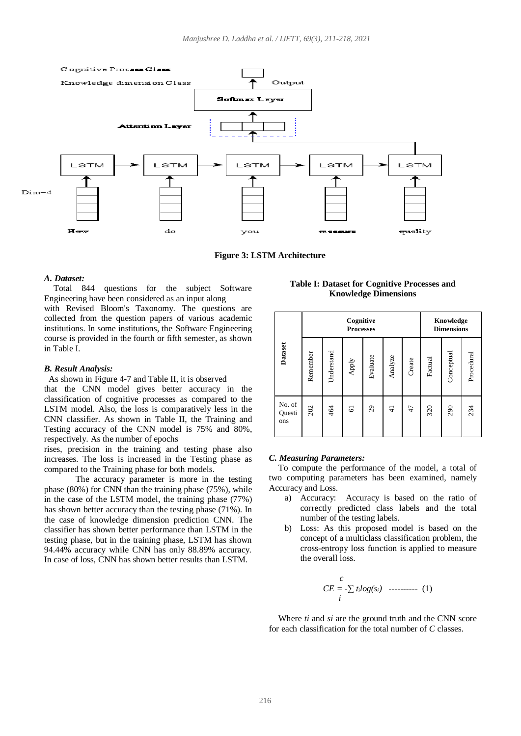Figure 3: LSTM Architecture

### A. Dataset:

Total 844 questions for the subject Software Engineering have been considered as an input along with Revised Bloom's Taxonomy. The questions are collected from the question papers of various academic institutions. In some institutions, the Software Engineering course is provided in the fourth or fifth semester, as shown in Table I.

### B. Result Analysis:

As shown in Figure 4-7 and Table II, it is observed that the CNN model gives better accuracy in the classification of cognitive processes as compared to the LSTM model. Also, the loss is comparatively less in the CNN classifier. As shown in Table II, the Training and Testing accuracy of the CNN model is 75% and 80%, respectively. As the number of epochs rises, precision in the training and testing phase also increases. The loss is increased in the Testing phase as compared to the Training phase for both models.

The accuracy parameter is more in the testing phase (80%) for CNN than the training phase (75%), while in the case of the LSTM model, the training phase (77%) has shown better accuracy than the testing phase (71%). In the case of knowledge dimension prediction CNN. The classifier has shown better performance than LSTM in the testing phase, but in the training phase, LSTM has shown 94.44% accuracy while CNN has only 88.89% accuracy. In case of loss, CNN has shown better results than LSTM.

**Table I: Dataset for Cognitive Processes and Knowledge Dimensions**

| Dataset | Cognitive Processes | | | | | | Knowledge Dimensions | | |
|---|---|---|---|---|---|---|---|---|---|
| | Remember | Understand | Apply | Evaluate | Analyze | Create | Factual | Conceptual | Procedural |
| No. of Questions | 202 | 464 | 61 | 29 | 41 | 47 | 320 | 290 | 234 |

### C. Measuring Parameters:

To compute the performance of the model, a total of two computing parameters has been examined, namely Accuracy and Loss.

a) Accuracy: Accuracy is based on the ratio of correctly predicted class labels and the total number of the testing labels.

b) Loss: As this proposed model is based on the concept of a multiclass classification problem, the cross-entropy loss function is applied to measure the overall loss.

$$CE = -\sum_{i}^{c} t_i log(s_i) \quad \text{----------} \quad (1)$$

Where $t_i$ and $s_i$ are the ground truth and the CNN score for each classification for the total number of $C$ classes.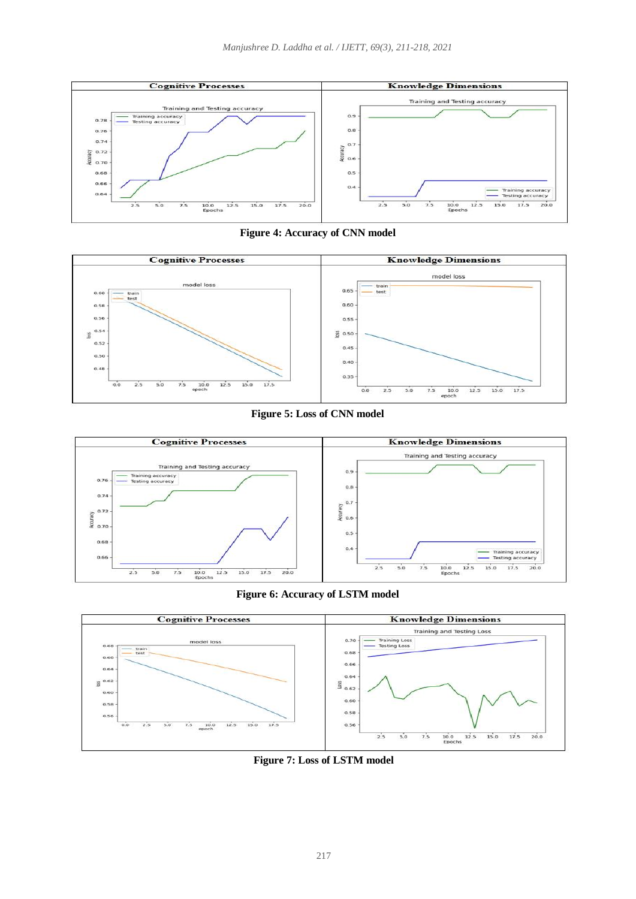Figure 4: Accuracy of CNN model

Figure 5: Loss of CNN model

Figure 6: Accuracy of LSTM model

Figure 7: Loss of LSTM model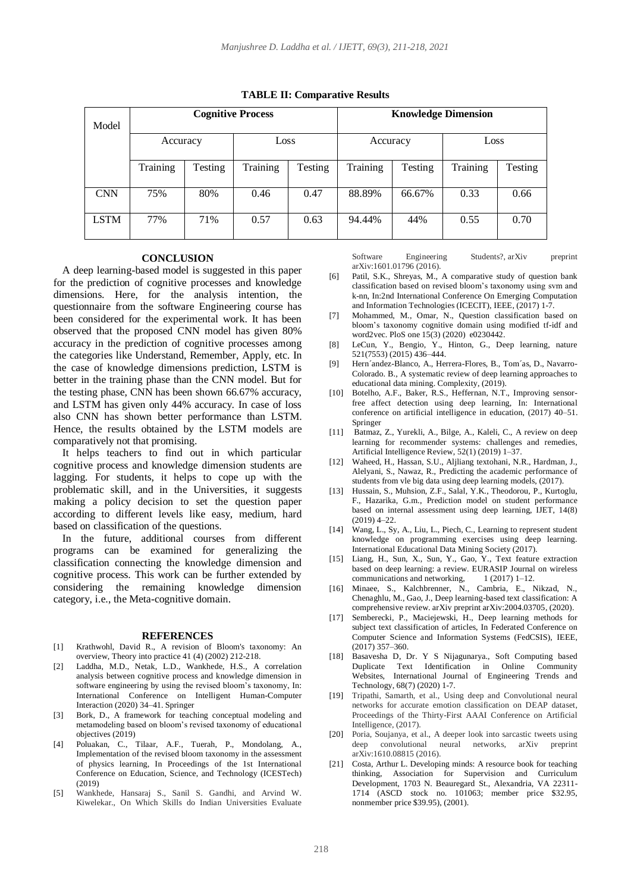**TABLE II: Comparative Results**

| Model | Cognitive Process | | | | Knowledge Dimension | | | |
|---|---|---|---|---|---|---|---|---|
| | Accuracy | | Loss | | Accuracy | | Loss | |
| | Training | Testing | Training | Testing | Training | Testing | Training | Testing |
| CNN | 75% | 80% | 0.46 | 0.47 | 88.89% | 66.67% | 0.33 | 0.66 |
| LSTM | 77% | 71% | 0.57 | 0.63 | 94.44% | 44% | 0.55 | 0.70 |

## CONCLUSION

A deep learning-based model is suggested in this paper for the prediction of cognitive processes and knowledge dimensions. Here, for the analysis intention, the questionnaire from the software Engineering course has been considered for the experimental work. It has been observed that the proposed CNN model has given 80% accuracy in the prediction of cognitive processes among the categories like Understand, Remember, Apply, etc. In the case of knowledge dimensions prediction, LSTM is better in the training phase than the CNN model. But for the testing phase, CNN has been shown 66.67% accuracy, and LSTM has given only 44% accuracy. In case of loss also CNN has shown better performance than LSTM. Hence, the results obtained by the LSTM models are comparatively not that promising.

It helps teachers to find out in which particular cognitive process and knowledge dimension students are lagging. For students, it helps to cope up with the problematic skill, and in the Universities, it suggests making a policy decision to set the question paper according to different levels like easy, medium, hard based on classification of the questions.

In the future, additional courses from different programs can be examined for generalizing the classification connecting the knowledge dimension and cognitive process. This work can be further extended by considering the remaining knowledge dimension category, i.e., the Meta-cognitive domain.

## REFERENCES

[1] Krathwohl, David R., A revision of Bloom's taxonomy: An overview, Theory into practice 41 (4) (2002) 212-218.

[2] Laddha, M.D., Netak, L.D., Wankhede, H.S., A correlation analysis between cognitive process and knowledge dimension in software engineering by using the revised bloom's taxonomy, In: International Conference on Intelligent Human-Computer Interaction (2020) 34–41. Springer

[3] Bork, D., A framework for teaching conceptual modeling and metamodeling based on bloom's revised taxonomy of educational objectives (2019)

[4] Poluakan, C., Tilaar, A.F., Tuerah, P., Mondolang, A., Implementation of the revised bloom taxonomy in the assessment of physics learning, In Proceedings of the 1st International Conference on Education, Science, and Technology (ICESTech) (2019)

[5] Wankhede, Hansaraj S., Sanil S. Gandhi, and Arvind W. Kiwelekar., On Which Skills do Indian Universities Evaluate Software Engineering Students?, arXiv preprint arXiv:1601.01796 (2016).

[6] Patil, S.K., Shreyas, M., A comparative study of question bank classification based on revised bloom's taxonomy using svm and k-nn, In:2nd International Conference On Emerging Computation and Information Technologies (ICECIT), IEEE, (2017) 1-7.

[7] Mohammed, M., Omar, N., Question classification based on bloom's taxonomy cognitive domain using modified tf-idf and word2vec. PloS one 15(3) (2020) e0230442.

[8] LeCun, Y., Bengio, Y., Hinton, G., Deep learning, nature 521(7553) (2015) 436–444.

[9] Hern´andez-Blanco, A., Herrera-Flores, B., Tom´as, D., Navarro-Colorado. B., A systematic review of deep learning approaches to educational data mining. Complexity, (2019).

[10] Botelho, A.F., Baker, R.S., Heffernan, N.T., Improving sensor-free affect detection using deep learning, In: International conference on artificial intelligence in education, (2017) 40–51. Springer

[11] Batmaz, Z., Yurekli, A., Bilge, A., Kaleli, C., A review on deep learning for recommender systems: challenges and remedies, Artificial Intelligence Review, 52(1) (2019) 1–37.

[12] Waheed, H., Hassan, S.U., Aljliang textohani, N.R., Hardman, J., Alelyani, S., Nawaz, R., Predicting the academic performance of students from vle big data using deep learning models, (2017).

[13] Hussain, S., Muhsion, Z.F., Salal, Y.K., Theodorou, P., Kurtoglu, F., Hazarika, G.m., Prediction model on student performance based on internal assessment using deep learning, IJET, 14(8) (2019) 4–22.

[14] Wang, L., Sy, A., Liu, L., Piech, C., Learning to represent student knowledge on programming exercises using deep learning. International Educational Data Mining Society (2017).

[15] Liang, H., Sun, X., Sun, Y., Gao, Y., Text feature extraction based on deep learning: a review. EURASIP Journal on wireless communications and networking, 1 (2017) 1–12.

[16] Minaee, S., Kalchbrenner, N., Cambria, E., Nikzad, N., Chenaghlu, M., Gao, J., Deep learning-based text classification: A comprehensive review. arXiv preprint arXiv:2004.03705, (2020).

[17] Semberecki, P., Maciejewski, H., Deep learning methods for subject text classification of articles, In Federated Conference on Computer Science and Information Systems (FedCSIS), IEEE, (2017) 357–360.

[18] Basavesha D, Dr. Y S Nijagunarya., Soft Computing based Duplicate Text Identification in Online Community Websites, International Journal of Engineering Trends and Technology, 68(7) (2020) 1-7.

[19] Tripathi, Samarth, et al., Using deep and Convolutional neural networks for accurate emotion classification on DEAP dataset, Proceedings of the Thirty-First AAAI Conference on Artificial Intelligence, (2017).

[20] Poria, Soujanya, et al., A deeper look into sarcastic tweets using deep convolutional neural networks, arXiv preprint arXiv:1610.08815 (2016).

[21] Costa, Arthur L. Developing minds: A resource book for teaching thinking, Association for Supervision and Curriculum Development, 1703 N. Beauregard St., Alexandria, VA 22311-1714 (ASCD stock no. 101063; member price $32.95, nonmember price $39.95), (2001).